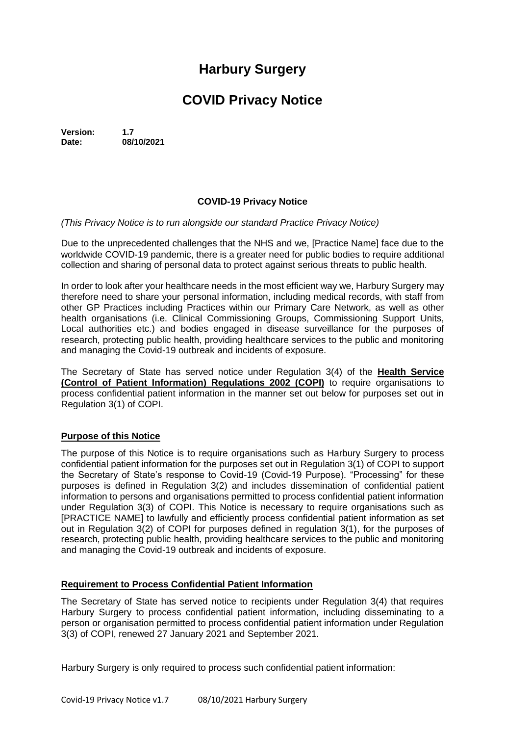# Harbury Surgery

# COVID Privacy Notice

**Version:** **1.7**
**Date:** **08/10/2021**

### COVID-19 Privacy Notice

*(This Privacy Notice is to run alongside our standard Practice Privacy Notice)*

Due to the unprecedented challenges that the NHS and we, [Practice Name] face due to the worldwide COVID-19 pandemic, there is a greater need for public bodies to require additional collection and sharing of personal data to protect against serious threats to public health.

In order to look after your healthcare needs in the most efficient way we, Harbury Surgery may therefore need to share your personal information, including medical records, with staff from other GP Practices including Practices within our Primary Care Network, as well as other health organisations (i.e. Clinical Commissioning Groups, Commissioning Support Units, Local authorities etc.) and bodies engaged in disease surveillance for the purposes of research, protecting public health, providing healthcare services to the public and monitoring and managing the Covid-19 outbreak and incidents of exposure.

The Secretary of State has served notice under Regulation 3(4) of the **Health Service (Control of Patient Information) Regulations 2002 (COPI)** to require organisations to process confidential patient information in the manner set out below for purposes set out in Regulation 3(1) of COPI.

## Purpose of this Notice

The purpose of this Notice is to require organisations such as Harbury Surgery to process confidential patient information for the purposes set out in Regulation 3(1) of COPI to support the Secretary of State's response to Covid-19 (Covid-19 Purpose). "Processing" for these purposes is defined in Regulation 3(2) and includes dissemination of confidential patient information to persons and organisations permitted to process confidential patient information under Regulation 3(3) of COPI. This Notice is necessary to require organisations such as [PRACTICE NAME] to lawfully and efficiently process confidential patient information as set out in Regulation 3(2) of COPI for purposes defined in regulation 3(1), for the purposes of research, protecting public health, providing healthcare services to the public and monitoring and managing the Covid-19 outbreak and incidents of exposure.

## Requirement to Process Confidential Patient Information

The Secretary of State has served notice to recipients under Regulation 3(4) that requires Harbury Surgery to process confidential patient information, including disseminating to a person or organisation permitted to process confidential patient information under Regulation 3(3) of COPI, renewed 27 January 2021 and September 2021.

Harbury Surgery is only required to process such confidential patient information: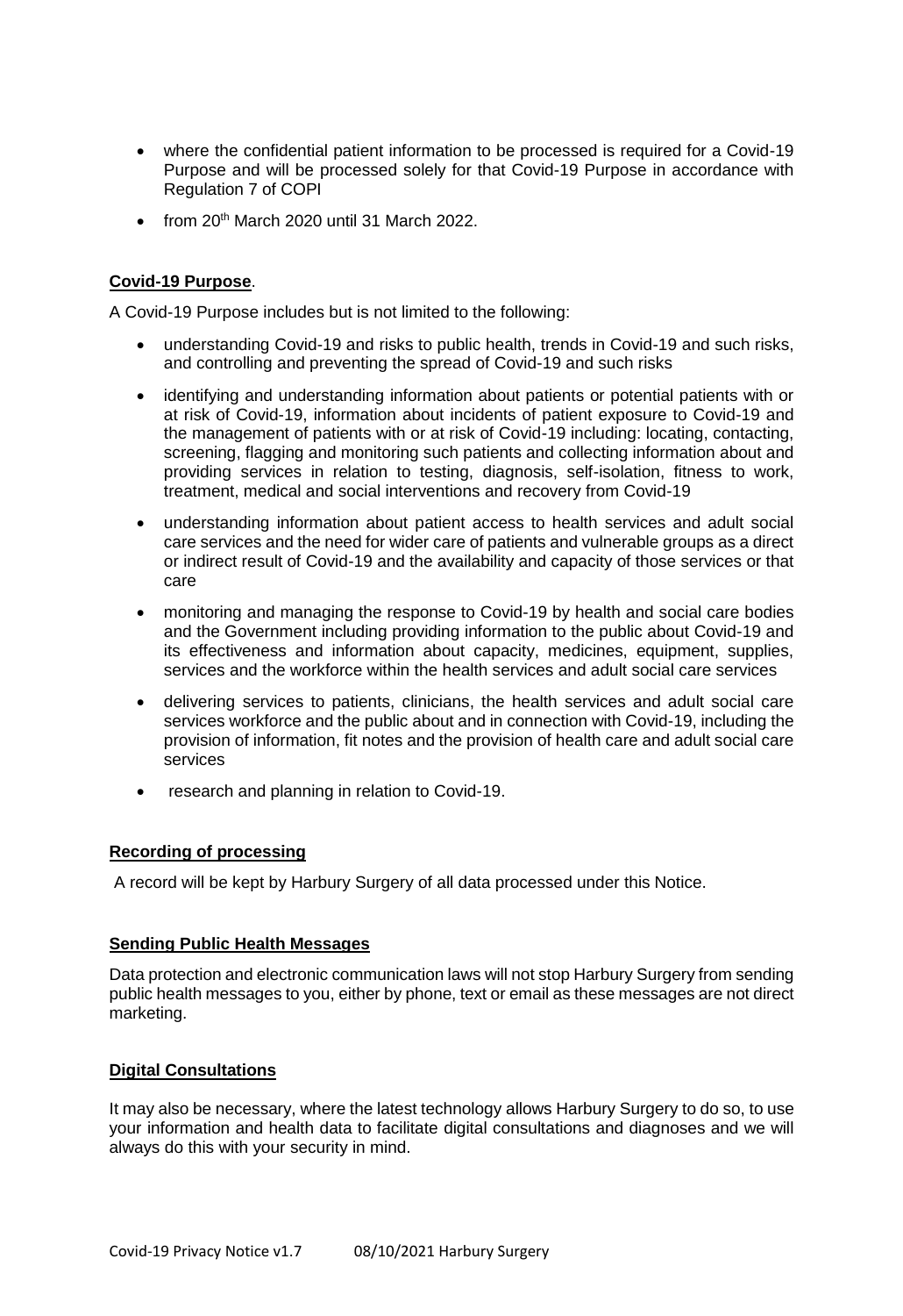- where the confidential patient information to be processed is required for a Covid-19 Purpose and will be processed solely for that Covid-19 Purpose in accordance with Regulation 7 of COPI
- from 20th March 2020 until 31 March 2022.

**Covid-19 Purpose**.

A Covid-19 Purpose includes but is not limited to the following:

- understanding Covid-19 and risks to public health, trends in Covid-19 and such risks, and controlling and preventing the spread of Covid-19 and such risks
- identifying and understanding information about patients or potential patients with or at risk of Covid-19, information about incidents of patient exposure to Covid-19 and the management of patients with or at risk of Covid-19 including: locating, contacting, screening, flagging and monitoring such patients and collecting information about and providing services in relation to testing, diagnosis, self-isolation, fitness to work, treatment, medical and social interventions and recovery from Covid-19
- understanding information about patient access to health services and adult social care services and the need for wider care of patients and vulnerable groups as a direct or indirect result of Covid-19 and the availability and capacity of those services or that care
- monitoring and managing the response to Covid-19 by health and social care bodies and the Government including providing information to the public about Covid-19 and its effectiveness and information about capacity, medicines, equipment, supplies, services and the workforce within the health services and adult social care services
- delivering services to patients, clinicians, the health services and adult social care services workforce and the public about and in connection with Covid-19, including the provision of information, fit notes and the provision of health care and adult social care services
- research and planning in relation to Covid-19.

**Recording of processing**

A record will be kept by Harbury Surgery of all data processed under this Notice.

**Sending Public Health Messages**

Data protection and electronic communication laws will not stop Harbury Surgery from sending public health messages to you, either by phone, text or email as these messages are not direct marketing.

**Digital Consultations**

It may also be necessary, where the latest technology allows Harbury Surgery to do so, to use your information and health data to facilitate digital consultations and diagnoses and we will always do this with your security in mind.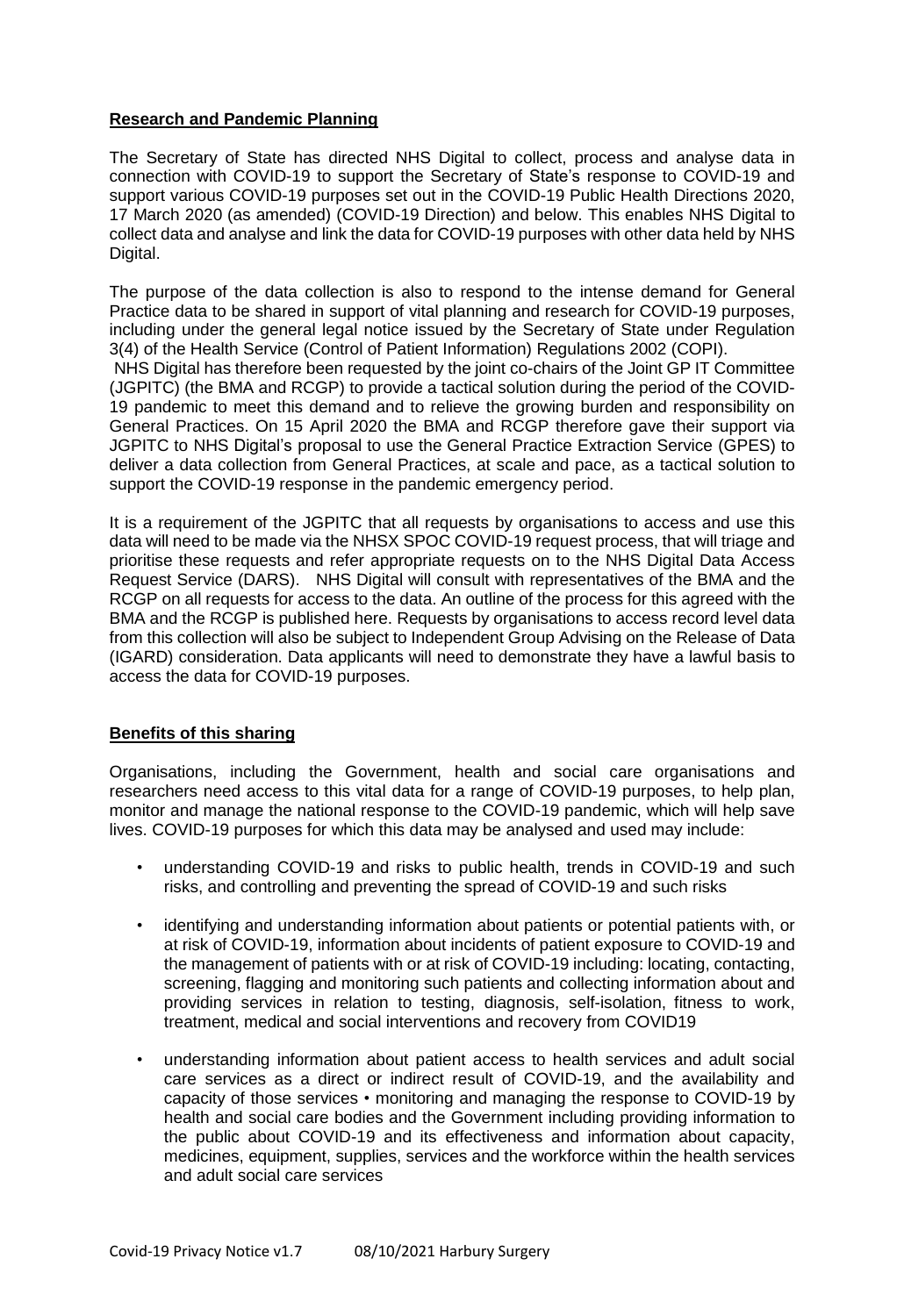## **Research and Pandemic Planning**

The Secretary of State has directed NHS Digital to collect, process and analyse data in connection with COVID-19 to support the Secretary of State's response to COVID-19 and support various COVID-19 purposes set out in the COVID-19 Public Health Directions 2020, 17 March 2020 (as amended) (COVID-19 Direction) and below. This enables NHS Digital to collect data and analyse and link the data for COVID-19 purposes with other data held by NHS Digital.

The purpose of the data collection is also to respond to the intense demand for General Practice data to be shared in support of vital planning and research for COVID-19 purposes, including under the general legal notice issued by the Secretary of State under Regulation 3(4) of the Health Service (Control of Patient Information) Regulations 2002 (COPI).

NHS Digital has therefore been requested by the joint co-chairs of the Joint GP IT Committee (JGPITC) (the BMA and RCGP) to provide a tactical solution during the period of the COVID-19 pandemic to meet this demand and to relieve the growing burden and responsibility on General Practices. On 15 April 2020 the BMA and RCGP therefore gave their support via JGPITC to NHS Digital's proposal to use the General Practice Extraction Service (GPES) to deliver a data collection from General Practices, at scale and pace, as a tactical solution to support the COVID-19 response in the pandemic emergency period.

It is a requirement of the JGPITC that all requests by organisations to access and use this data will need to be made via the NHSX SPOC COVID-19 request process, that will triage and prioritise these requests and refer appropriate requests on to the NHS Digital Data Access Request Service (DARS). NHS Digital will consult with representatives of the BMA and the RCGP on all requests for access to the data. An outline of the process for this agreed with the BMA and the RCGP is published here. Requests by organisations to access record level data from this collection will also be subject to Independent Group Advising on the Release of Data (IGARD) consideration. Data applicants will need to demonstrate they have a lawful basis to access the data for COVID-19 purposes.

## **Benefits of this sharing**

Organisations, including the Government, health and social care organisations and researchers need access to this vital data for a range of COVID-19 purposes, to help plan, monitor and manage the national response to the COVID-19 pandemic, which will help save lives. COVID-19 purposes for which this data may be analysed and used may include:

- understanding COVID-19 and risks to public health, trends in COVID-19 and such risks, and controlling and preventing the spread of COVID-19 and such risks
- identifying and understanding information about patients or potential patients with, or at risk of COVID-19, information about incidents of patient exposure to COVID-19 and the management of patients with or at risk of COVID-19 including: locating, contacting, screening, flagging and monitoring such patients and collecting information about and providing services in relation to testing, diagnosis, self-isolation, fitness to work, treatment, medical and social interventions and recovery from COVID19
- understanding information about patient access to health services and adult social care services as a direct or indirect result of COVID-19, and the availability and capacity of those services • monitoring and managing the response to COVID-19 by health and social care bodies and the Government including providing information to the public about COVID-19 and its effectiveness and information about capacity, medicines, equipment, supplies, services and the workforce within the health services and adult social care services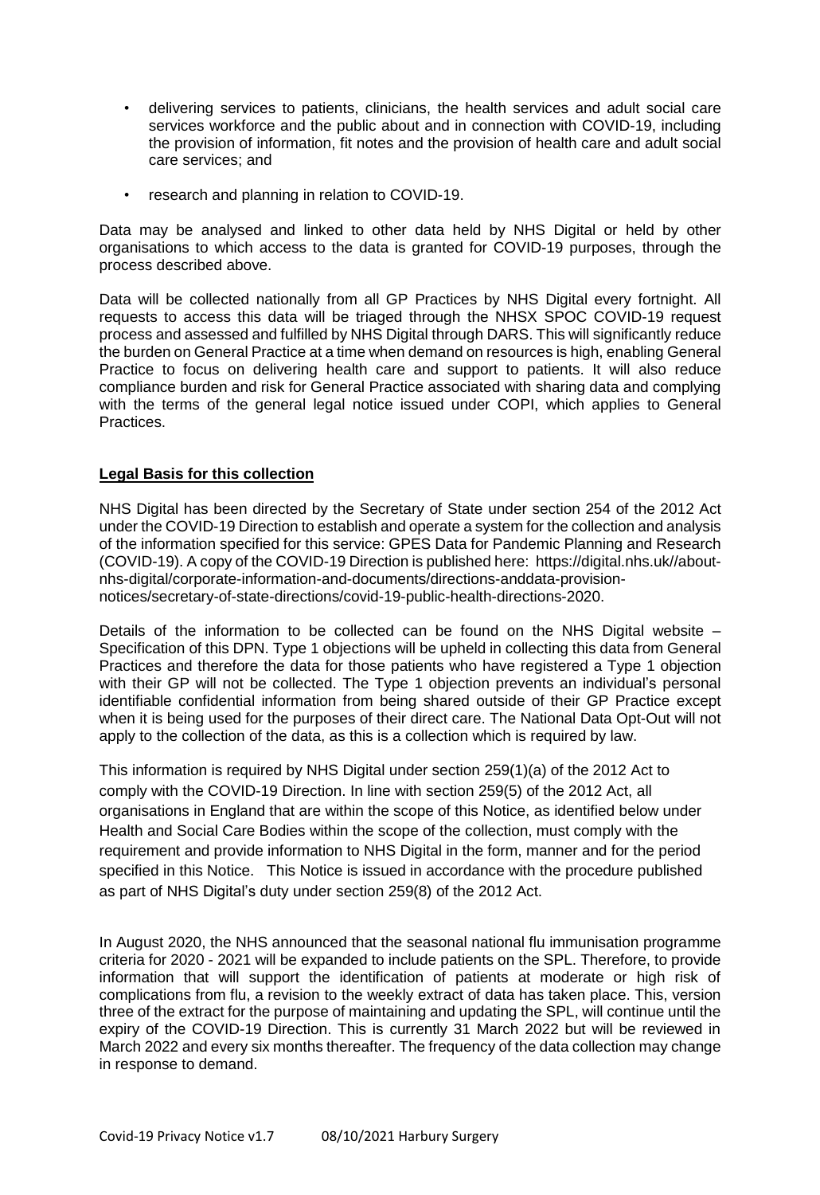- delivering services to patients, clinicians, the health services and adult social care services workforce and the public about and in connection with COVID-19, including the provision of information, fit notes and the provision of health care and adult social care services; and
- research and planning in relation to COVID-19.

Data may be analysed and linked to other data held by NHS Digital or held by other organisations to which access to the data is granted for COVID-19 purposes, through the process described above.

Data will be collected nationally from all GP Practices by NHS Digital every fortnight. All requests to access this data will be triaged through the NHSX SPOC COVID-19 request process and assessed and fulfilled by NHS Digital through DARS. This will significantly reduce the burden on General Practice at a time when demand on resources is high, enabling General Practice to focus on delivering health care and support to patients. It will also reduce compliance burden and risk for General Practice associated with sharing data and complying with the terms of the general legal notice issued under COPI, which applies to General Practices.

**Legal Basis for this collection**

NHS Digital has been directed by the Secretary of State under section 254 of the 2012 Act under the COVID-19 Direction to establish and operate a system for the collection and analysis of the information specified for this service: GPES Data for Pandemic Planning and Research (COVID-19). A copy of the COVID-19 Direction is published here: https://digital.nhs.uk//about-nhs-digital/corporate-information-and-documents/directions-anddata-provision-notices/secretary-of-state-directions/covid-19-public-health-directions-2020.

Details of the information to be collected can be found on the NHS Digital website – Specification of this DPN. Type 1 objections will be upheld in collecting this data from General Practices and therefore the data for those patients who have registered a Type 1 objection with their GP will not be collected. The Type 1 objection prevents an individual's personal identifiable confidential information from being shared outside of their GP Practice except when it is being used for the purposes of their direct care. The National Data Opt-Out will not apply to the collection of the data, as this is a collection which is required by law.

This information is required by NHS Digital under section 259(1)(a) of the 2012 Act to comply with the COVID-19 Direction. In line with section 259(5) of the 2012 Act, all organisations in England that are within the scope of this Notice, as identified below under Health and Social Care Bodies within the scope of the collection, must comply with the requirement and provide information to NHS Digital in the form, manner and for the period specified in this Notice. This Notice is issued in accordance with the procedure published as part of NHS Digital's duty under section 259(8) of the 2012 Act.

In August 2020, the NHS announced that the seasonal national flu immunisation programme criteria for 2020 - 2021 will be expanded to include patients on the SPL. Therefore, to provide information that will support the identification of patients at moderate or high risk of complications from flu, a revision to the weekly extract of data has taken place. This, version three of the extract for the purpose of maintaining and updating the SPL, will continue until the expiry of the COVID-19 Direction. This is currently 31 March 2022 but will be reviewed in March 2022 and every six months thereafter. The frequency of the data collection may change in response to demand.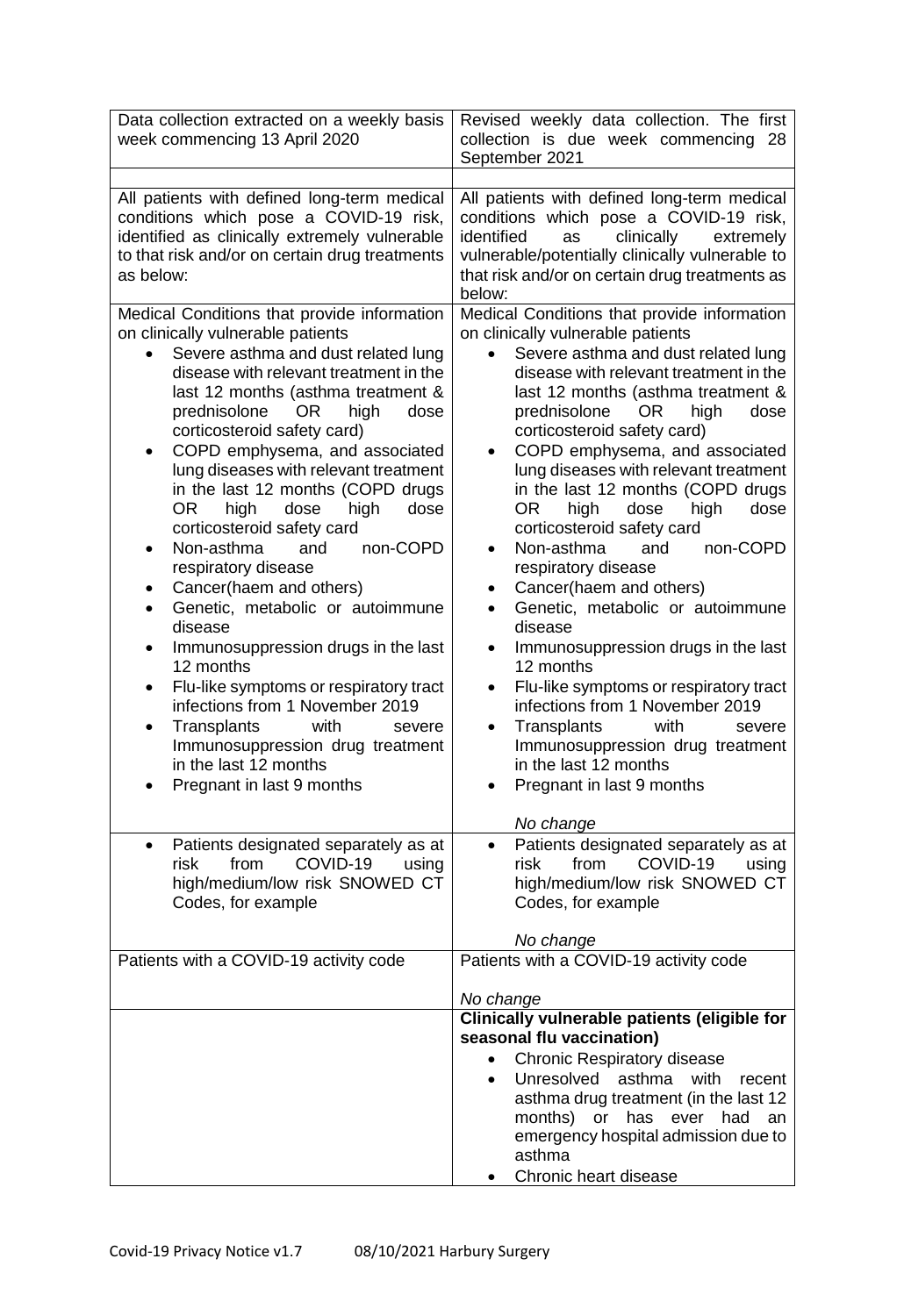| Data collection extracted on a weekly basis week commencing 13 April 2020 | Revised weekly data collection. The first collection is due week commencing 28 September 2021 |
|---|---|
| | |
| All patients with defined long-term medical conditions which pose a COVID-19 risk, identified as clinically extremely vulnerable to that risk and/or on certain drug treatments as below: | All patients with defined long-term medical conditions which pose a COVID-19 risk, identified as clinically extremely vulnerable/potentially clinically vulnerable to that risk and/or on certain drug treatments as below: |
| Medical Conditions that provide information on clinically vulnerable patients<br>• Severe asthma and dust related lung disease with relevant treatment in the last 12 months (asthma treatment & prednisolone OR high dose corticosteroid safety card)<br>• COPD emphysema, and associated lung diseases with relevant treatment in the last 12 months (COPD drugs OR high dose high dose corticosteroid safety card<br>• Non-asthma and non-COPD respiratory disease<br>• Cancer(haem and others)<br>• Genetic, metabolic or autoimmune disease<br>• Immunosuppression drugs in the last 12 months<br>• Flu-like symptoms or respiratory tract infections from 1 November 2019<br>• Transplants with severe Immunosuppression drug treatment in the last 12 months<br>• Pregnant in last 9 months | Medical Conditions that provide information on clinically vulnerable patients<br>• Severe asthma and dust related lung disease with relevant treatment in the last 12 months (asthma treatment & prednisolone OR high dose corticosteroid safety card)<br>• COPD emphysema, and associated lung diseases with relevant treatment in the last 12 months (COPD drugs OR high dose high dose corticosteroid safety card<br>• Non-asthma and non-COPD respiratory disease<br>• Cancer(haem and others)<br>• Genetic, metabolic or autoimmune disease<br>• Immunosuppression drugs in the last 12 months<br>• Flu-like symptoms or respiratory tract infections from 1 November 2019<br>• Transplants with severe Immunosuppression drug treatment in the last 12 months<br>• Pregnant in last 9 months<br><br>*No change* |
| • Patients designated separately as at risk from COVID-19 using high/medium/low risk SNOWED CT Codes, for example | • Patients designated separately as at risk from COVID-19 using high/medium/low risk SNOWED CT Codes, for example<br><br>*No change* |
| Patients with a COVID-19 activity code | Patients with a COVID-19 activity code<br><br>*No change* |
| | **Clinically vulnerable patients (eligible for seasonal flu vaccination)**<br>• Chronic Respiratory disease<br>• Unresolved asthma with recent asthma drug treatment (in the last 12 months) or has ever had an emergency hospital admission due to asthma<br>• Chronic heart disease |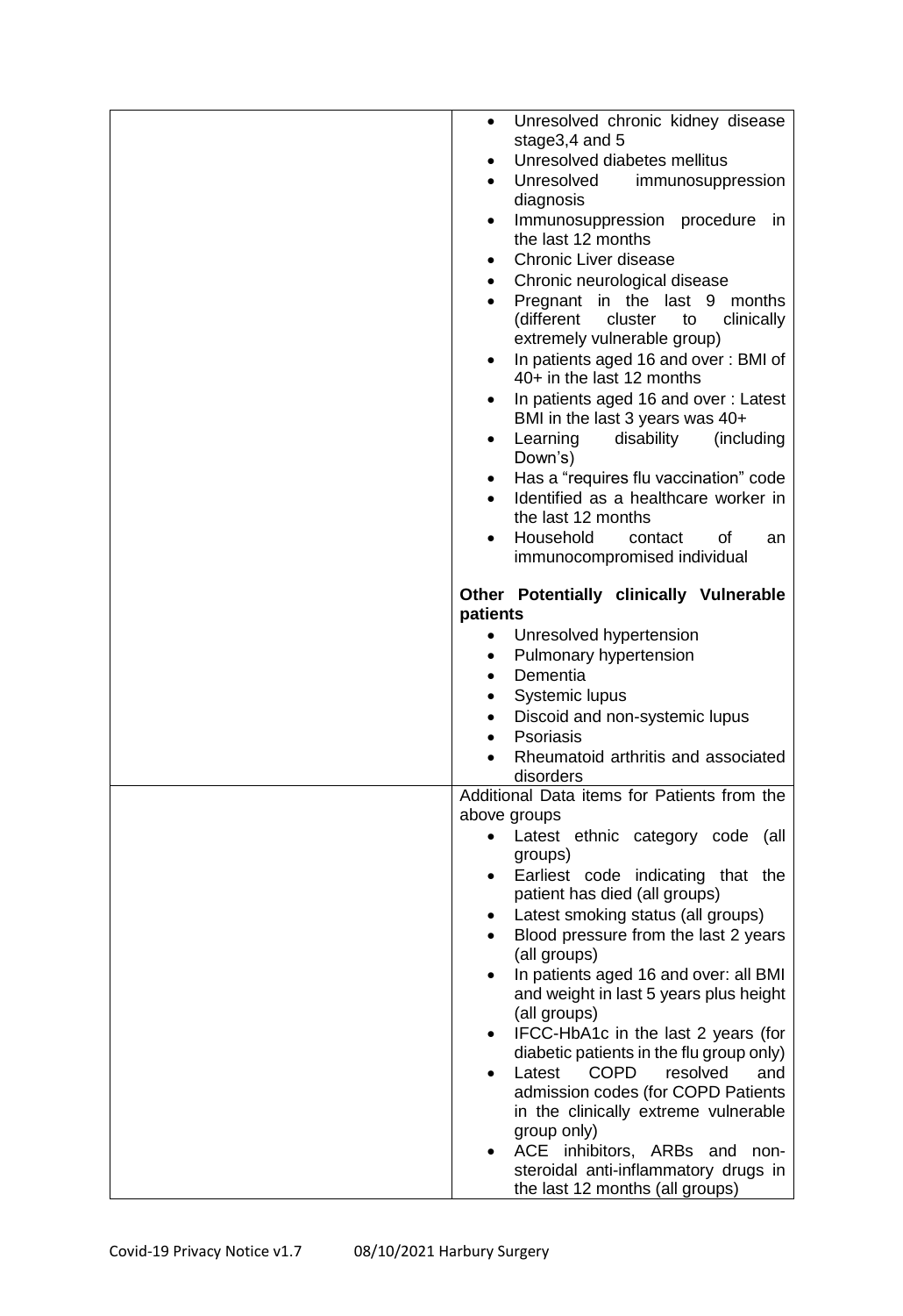| | |
|---|---|
| | <ul><li>Unresolved chronic kidney disease stage3,4 and 5</li><li>Unresolved diabetes mellitus</li><li>Unresolved immunosuppression diagnosis</li><li>Immunosuppression procedure in the last 12 months</li><li>Chronic Liver disease</li><li>Chronic neurological disease</li><li>Pregnant in the last 9 months (different cluster to clinically extremely vulnerable group)</li><li>In patients aged 16 and over : BMI of 40+ in the last 12 months</li><li>In patients aged 16 and over : Latest BMI in the last 3 years was 40+</li><li>Learning disability (including Down's)</li><li>Has a "requires flu vaccination" code</li><li>Identified as a healthcare worker in the last 12 months</li><li>Household contact of an immunocompromised individual</li></ul> **Other Potentially clinically Vulnerable patients** <ul><li>Unresolved hypertension</li><li>Pulmonary hypertension</li><li>Dementia</li><li>Systemic lupus</li><li>Discoid and non-systemic lupus</li><li>Psoriasis</li><li>Rheumatoid arthritis and associated disorders</li></ul> |
| | Additional Data items for Patients from the above groups <ul><li>Latest ethnic category code (all groups)</li><li>Earliest code indicating that the patient has died (all groups)</li><li>Latest smoking status (all groups)</li><li>Blood pressure from the last 2 years (all groups)</li><li>In patients aged 16 and over: all BMI and weight in last 5 years plus height (all groups)</li><li>IFCC-HbA1c in the last 2 years (for diabetic patients in the flu group only)</li><li>Latest COPD resolved and admission codes (for COPD Patients in the clinically extreme vulnerable group only)</li><li>ACE inhibitors, ARBs and non-steroidal anti-inflammatory drugs in the last 12 months (all groups)</li></ul> |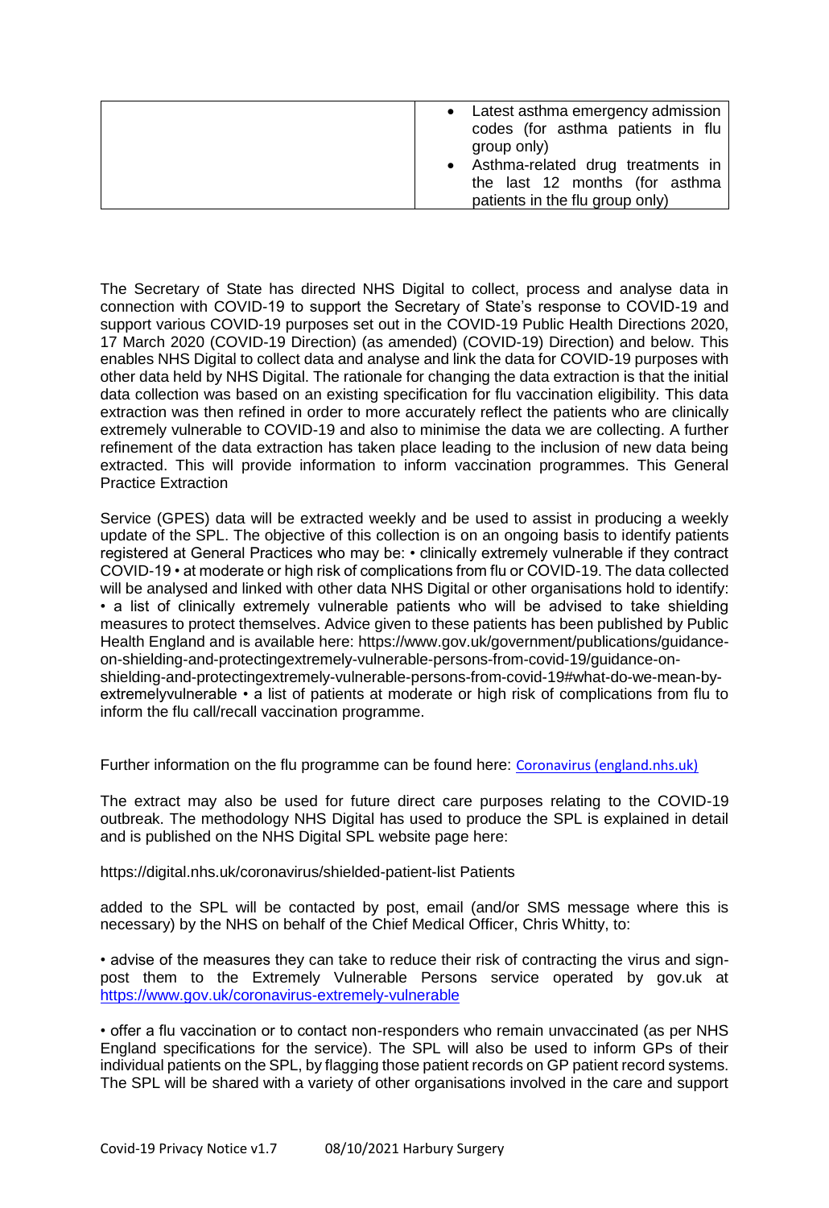| | • Latest asthma emergency admission codes (for asthma patients in flu group only)<br>• Asthma-related drug treatments in the last 12 months (for asthma patients in the flu group only) |
|---|---|

The Secretary of State has directed NHS Digital to collect, process and analyse data in connection with COVID-19 to support the Secretary of State's response to COVID-19 and support various COVID-19 purposes set out in the COVID-19 Public Health Directions 2020, 17 March 2020 (COVID-19 Direction) (as amended) (COVID-19) Direction) and below. This enables NHS Digital to collect data and analyse and link the data for COVID-19 purposes with other data held by NHS Digital. The rationale for changing the data extraction is that the initial data collection was based on an existing specification for flu vaccination eligibility. This data extraction was then refined in order to more accurately reflect the patients who are clinically extremely vulnerable to COVID-19 and also to minimise the data we are collecting. A further refinement of the data extraction has taken place leading to the inclusion of new data being extracted. This will provide information to inform vaccination programmes. This General Practice Extraction

Service (GPES) data will be extracted weekly and be used to assist in producing a weekly update of the SPL. The objective of this collection is on an ongoing basis to identify patients registered at General Practices who may be: • clinically extremely vulnerable if they contract COVID-19 • at moderate or high risk of complications from flu or COVID-19. The data collected will be analysed and linked with other data NHS Digital or other organisations hold to identify: • a list of clinically extremely vulnerable patients who will be advised to take shielding measures to protect themselves. Advice given to these patients has been published by Public Health England and is available here: https://www.gov.uk/government/publications/guidance-on-shielding-and-protectingextremely-vulnerable-persons-from-covid-19/guidance-on-shielding-and-protectingextremely-vulnerable-persons-from-covid-19#what-do-we-mean-by-extremelyvulnerable • a list of patients at moderate or high risk of complications from flu to inform the flu call/recall vaccination programme.

Further information on the flu programme can be found here: [Coronavirus (england.nhs.uk)](https://www.england.nhs.uk)

The extract may also be used for future direct care purposes relating to the COVID-19 outbreak. The methodology NHS Digital has used to produce the SPL is explained in detail and is published on the NHS Digital SPL website page here:

https://digital.nhs.uk/coronavirus/shielded-patient-list Patients

added to the SPL will be contacted by post, email (and/or SMS message where this is necessary) by the NHS on behalf of the Chief Medical Officer, Chris Whitty, to:

• advise of the measures they can take to reduce their risk of contracting the virus and sign-post them to the Extremely Vulnerable Persons service operated by gov.uk at https://www.gov.uk/coronavirus-extremely-vulnerable

• offer a flu vaccination or to contact non-responders who remain unvaccinated (as per NHS England specifications for the service). The SPL will also be used to inform GPs of their individual patients on the SPL, by flagging those patient records on GP patient record systems. The SPL will be shared with a variety of other organisations involved in the care and support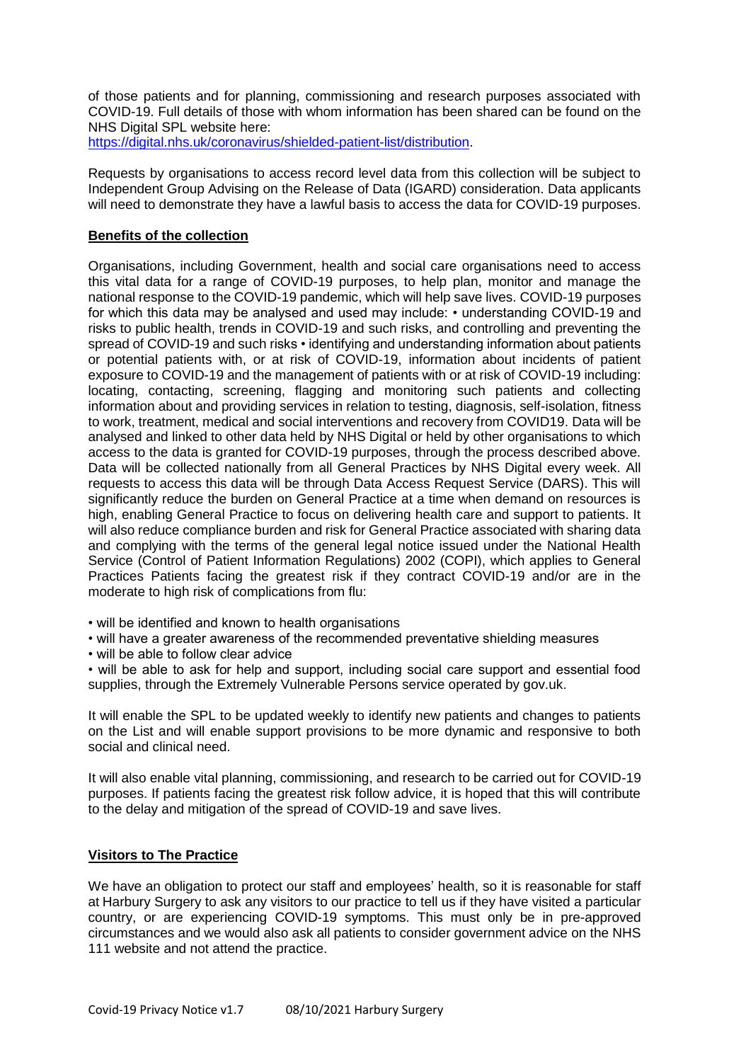of those patients and for planning, commissioning and research purposes associated with COVID-19. Full details of those with whom information has been shared can be found on the NHS Digital SPL website here:
[https://digital.nhs.uk/coronavirus/shielded-patient-list/distribution](https://digital.nhs.uk/coronavirus/shielded-patient-list/distribution).

Requests by organisations to access record level data from this collection will be subject to Independent Group Advising on the Release of Data (IGARD) consideration. Data applicants will need to demonstrate they have a lawful basis to access the data for COVID-19 purposes.

**Benefits of the collection**

Organisations, including Government, health and social care organisations need to access this vital data for a range of COVID-19 purposes, to help plan, monitor and manage the national response to the COVID-19 pandemic, which will help save lives. COVID-19 purposes for which this data may be analysed and used may include: • understanding COVID-19 and risks to public health, trends in COVID-19 and such risks, and controlling and preventing the spread of COVID-19 and such risks • identifying and understanding information about patients or potential patients with, or at risk of COVID-19, information about incidents of patient exposure to COVID-19 and the management of patients with or at risk of COVID-19 including: locating, contacting, screening, flagging and monitoring such patients and collecting information about and providing services in relation to testing, diagnosis, self-isolation, fitness to work, treatment, medical and social interventions and recovery from COVID19. Data will be analysed and linked to other data held by NHS Digital or held by other organisations to which access to the data is granted for COVID-19 purposes, through the process described above. Data will be collected nationally from all General Practices by NHS Digital every week. All requests to access this data will be through Data Access Request Service (DARS). This will significantly reduce the burden on General Practice at a time when demand on resources is high, enabling General Practice to focus on delivering health care and support to patients. It will also reduce compliance burden and risk for General Practice associated with sharing data and complying with the terms of the general legal notice issued under the National Health Service (Control of Patient Information Regulations) 2002 (COPI), which applies to General Practices Patients facing the greatest risk if they contract COVID-19 and/or are in the moderate to high risk of complications from flu:

- will be identified and known to health organisations
- will have a greater awareness of the recommended preventative shielding measures
- will be able to follow clear advice
- will be able to ask for help and support, including social care support and essential food supplies, through the Extremely Vulnerable Persons service operated by gov.uk.

It will enable the SPL to be updated weekly to identify new patients and changes to patients on the List and will enable support provisions to be more dynamic and responsive to both social and clinical need.

It will also enable vital planning, commissioning, and research to be carried out for COVID-19 purposes. If patients facing the greatest risk follow advice, it is hoped that this will contribute to the delay and mitigation of the spread of COVID-19 and save lives.

**Visitors to The Practice**

We have an obligation to protect our staff and employees' health, so it is reasonable for staff at Harbury Surgery to ask any visitors to our practice to tell us if they have visited a particular country, or are experiencing COVID-19 symptoms. This must only be in pre-approved circumstances and we would also ask all patients to consider government advice on the NHS 111 website and not attend the practice.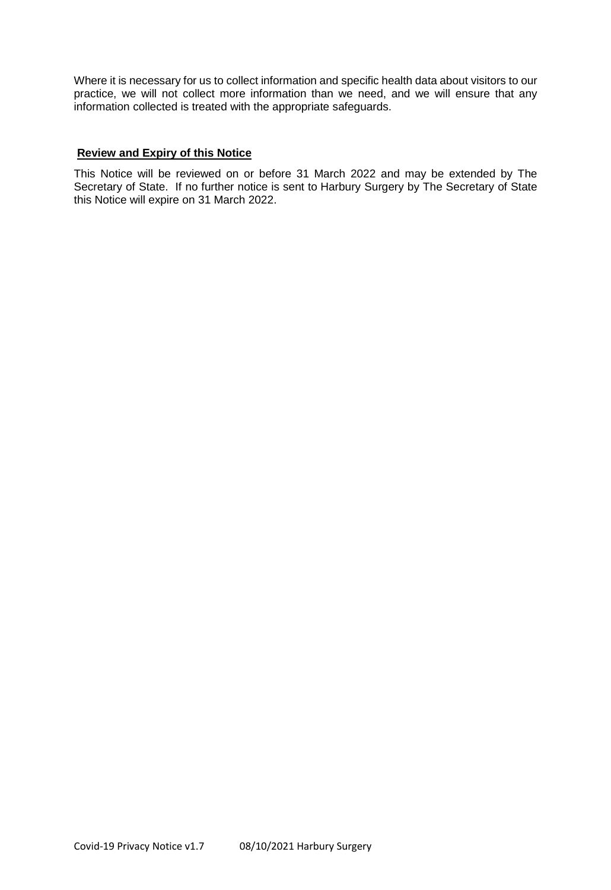Where it is necessary for us to collect information and specific health data about visitors to our practice, we will not collect more information than we need, and we will ensure that any information collected is treated with the appropriate safeguards.

## Review and Expiry of this Notice

This Notice will be reviewed on or before 31 March 2022 and may be extended by The Secretary of State. If no further notice is sent to Harbury Surgery by The Secretary of State this Notice will expire on 31 March 2022.